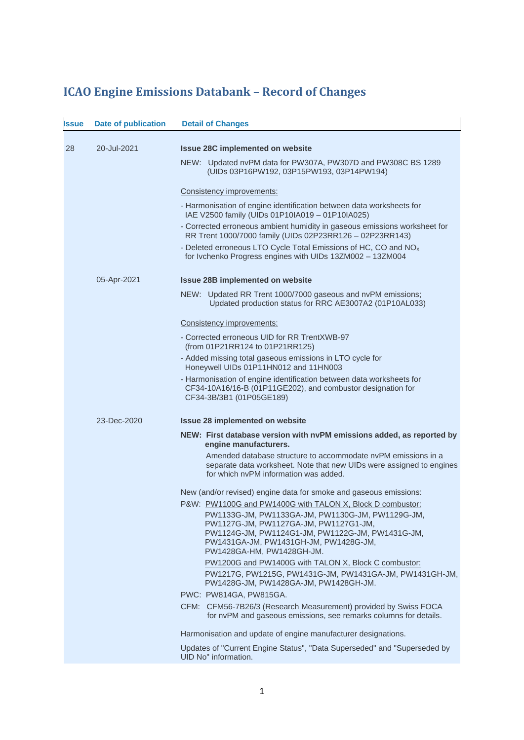# ICAO Engine Emissions Databank – Record of Changes

| Issue | Date of publication | Detail of Changes |
|---|---|---|
| 28 | 20-Jul-2021 | **Issue 28C implemented on website**<br>NEW: Updated nvPM data for PW307A, PW307D and PW308C BS 1289 (UIDs 03P16PW192, 03P15PW193, 03P14PW194)<br><br>Consistency improvements:<br>- Harmonisation of engine identification between data worksheets for IAE V2500 family (UIDs 01P10IA019 – 01P10IA025)<br>- Corrected erroneous ambient humidity in gaseous emissions worksheet for RR Trent 1000/7000 family (UIDs 02P23RR126 – 02P23RR143)<br>- Deleted erroneous LTO Cycle Total Emissions of HC, CO and $NO_x$ for Ivchenko Progress engines with UIDs 13ZM002 – 13ZM004 |
| | 05-Apr-2021 | **Issue 28B implemented on website**<br>NEW: Updated RR Trent 1000/7000 gaseous and nvPM emissions; Updated production status for RRC AE3007A2 (01P10AL033)<br><br>Consistency improvements:<br>- Corrected erroneous UID for RR TrentXWB-97 (from 01P21RR124 to 01P21RR125)<br>- Added missing total gaseous emissions in LTO cycle for Honeywell UIDs 01P11HN012 and 11HN003<br>- Harmonisation of engine identification between data worksheets for CF34-10A16/16-B (01P11GE202), and combustor designation for CF34-3B/3B1 (01P05GE189) |
| | 23-Dec-2020 | **Issue 28 implemented on website**<br>**NEW: First database version with nvPM emissions added, as reported by engine manufacturers.**<br>Amended database structure to accommodate nvPM emissions in a separate data worksheet. Note that new UIDs were assigned to engines for which nvPM information was added.<br><br>New (and/or revised) engine data for smoke and gaseous emissions:<br>P&W: PW1100G and PW1400G with TALON X, Block D combustor:<br>PW1133G-JM, PW1133GA-JM, PW1130G-JM, PW1129G-JM, PW1127G-JM, PW1127GA-JM, PW1127G1-JM, PW1124G-JM, PW1124G1-JM, PW1122G-JM, PW1431G-JM, PW1431GA-JM, PW1431GH-JM, PW1428G-JM, PW1428GA-HM, PW1428GH-JM.<br>PW1200G and PW1400G with TALON X, Block C combustor:<br>PW1217G, PW1215G, PW1431G-JM, PW1431GA-JM, PW1431GH-JM, PW1428G-JM, PW1428GA-JM, PW1428GH-JM.<br>PWC: PW814GA, PW815GA.<br>CFM: CFM56-7B26/3 (Research Measurement) provided by Swiss FOCA for nvPM and gaseous emissions, see remarks columns for details.<br><br>Harmonisation and update of engine manufacturer designations.<br><br>Updates of "Current Engine Status", "Data Superseded" and "Superseded by UID No" information. |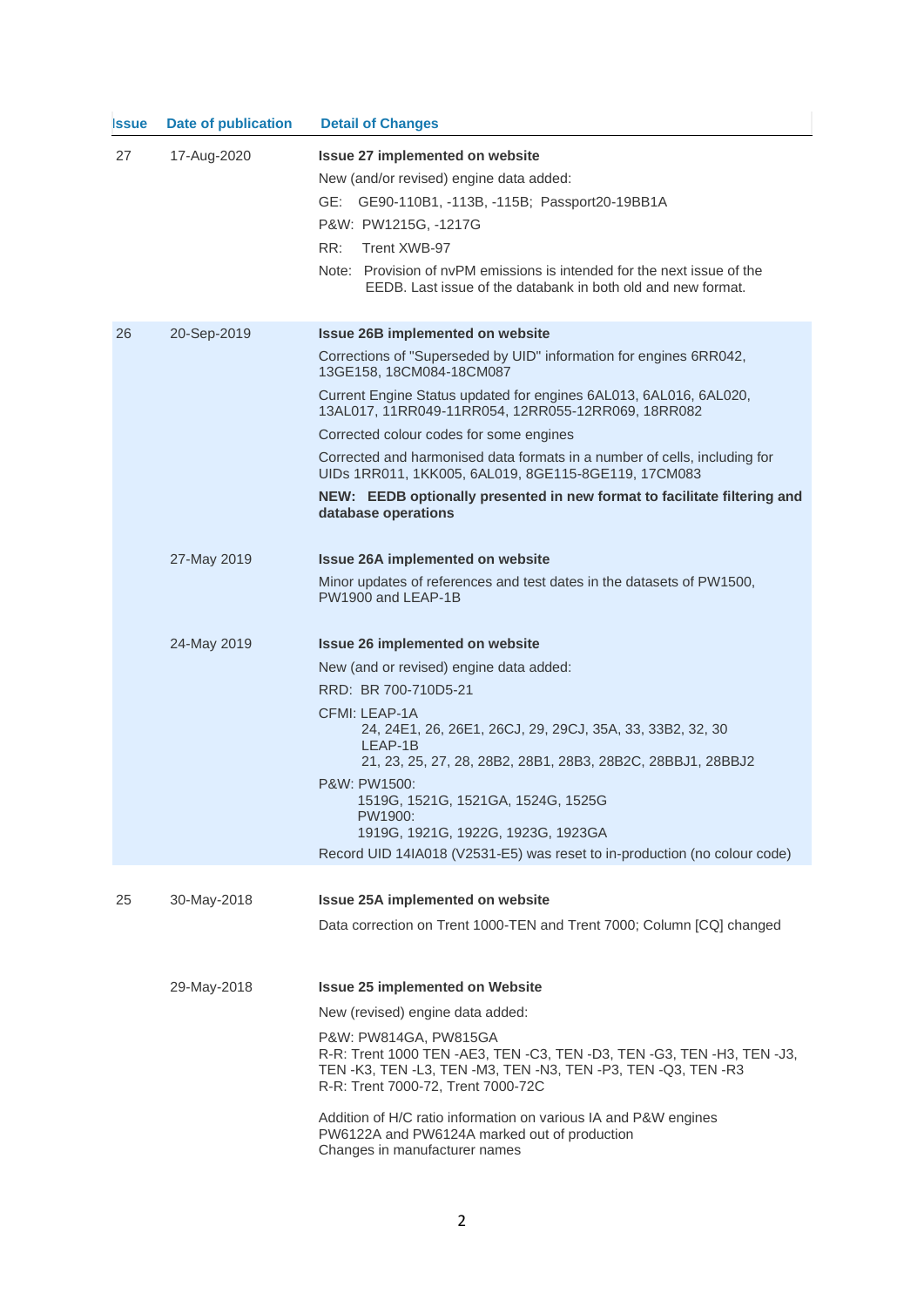| Issue | Date of publication | Detail of Changes |
|---|---|---|
| 27 | 17-Aug-2020 | **Issue 27 implemented on website**<br>New (and/or revised) engine data added:<br>GE: GE90-110B1, -113B, -115B; Passport20-19BB1A<br>P&W: PW1215G, -1217G<br>RR: Trent XWB-97<br>Note: Provision of nvPM emissions is intended for the next issue of the EEDB. Last issue of the databank in both old and new format. |
| 26 | 20-Sep-2019 | **Issue 26B implemented on website**<br>Corrections of "Superseded by UID" information for engines 6RR042, 13GE158, 18CM084-18CM087<br>Current Engine Status updated for engines 6AL013, 6AL016, 6AL020, 13AL017, 11RR049-11RR054, 12RR055-12RR069, 18RR082<br>Corrected colour codes for some engines<br>Corrected and harmonised data formats in a number of cells, including for UIDs 1RR011, 1KK005, 6AL019, 8GE115-8GE119, 17CM083<br>**NEW: EEDB optionally presented in new format to facilitate filtering and database operations** |
| | 27-May 2019 | **Issue 26A implemented on website**<br>Minor updates of references and test dates in the datasets of PW1500, PW1900 and LEAP-1B |
| | 24-May 2019 | **Issue 26 implemented on website**<br>New (and or revised) engine data added:<br>RRD: BR 700-710D5-21<br>CFMI: LEAP-1A<br>24, 24E1, 26, 26E1, 26CJ, 29, 29CJ, 35A, 33, 33B2, 32, 30<br>LEAP-1B<br>21, 23, 25, 27, 28, 28B2, 28B1, 28B3, 28B2C, 28BBJ1, 28BBJ2<br>P&W: PW1500:<br>1519G, 1521G, 1521GA, 1524G, 1525G<br>PW1900:<br>1919G, 1921G, 1922G, 1923G, 1923GA<br>Record UID 14IA018 (V2531-E5) was reset to in-production (no colour code) |
| 25 | 30-May-2018 | **Issue 25A implemented on website**<br>Data correction on Trent 1000-TEN and Trent 7000; Column [CQ] changed |
| | 29-May-2018 | **Issue 25 implemented on Website**<br>New (revised) engine data added:<br>P&W: PW814GA, PW815GA<br>R-R: Trent 1000 TEN -AE3, TEN -C3, TEN -D3, TEN -G3, TEN -H3, TEN -J3, TEN -K3, TEN -L3, TEN -M3, TEN -N3, TEN -P3, TEN -Q3, TEN -R3<br>R-R: Trent 7000-72, Trent 7000-72C<br><br>Addition of H/C ratio information on various IA and P&W engines<br>PW6122A and PW6124A marked out of production<br>Changes in manufacturer names |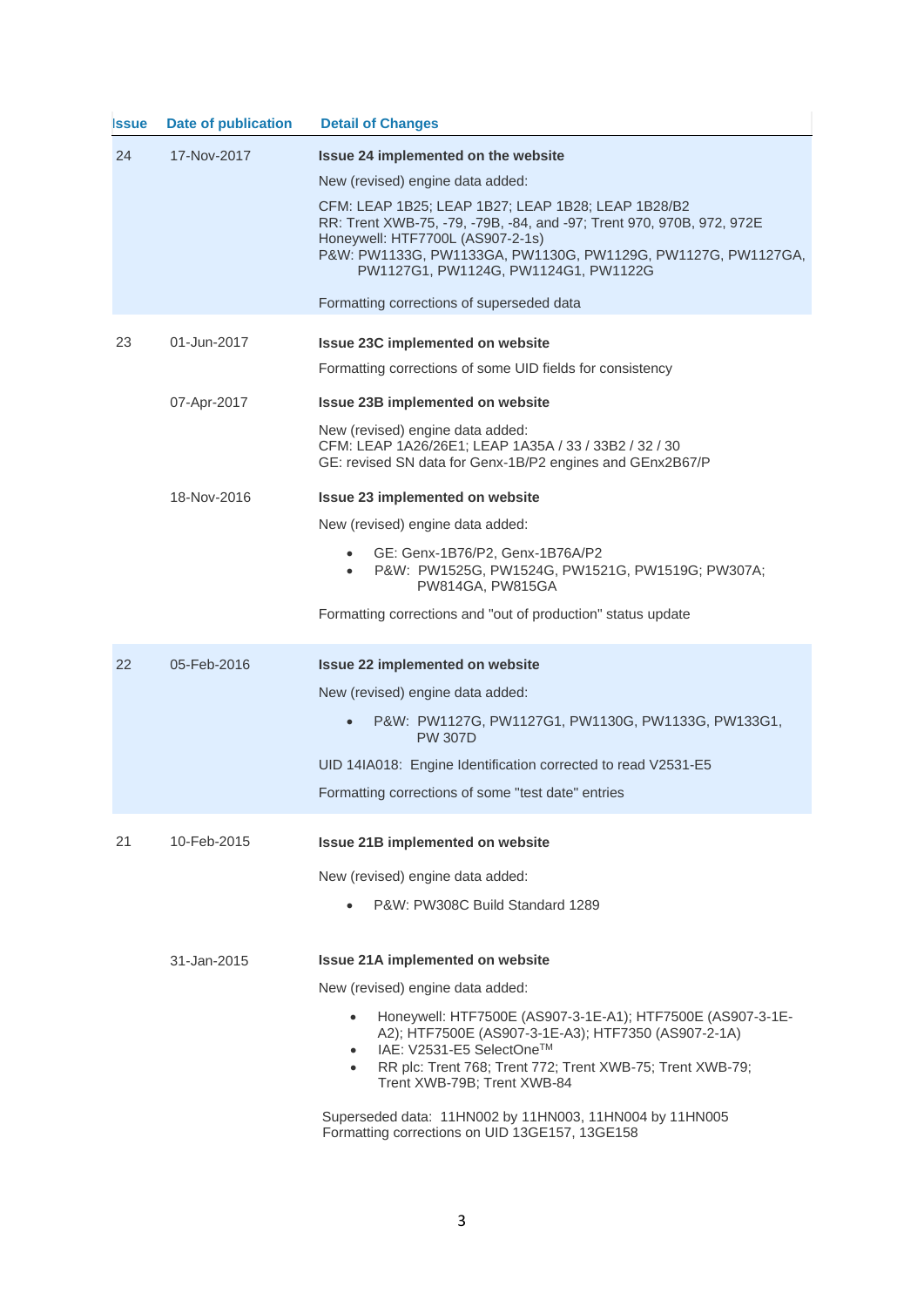| Issue | Date of publication | Detail of Changes |
|---|---|---|
| 24 | 17-Nov-2017 | **Issue 24 implemented on the website**<br>New (revised) engine data added:<br>CFM: LEAP 1B25; LEAP 1B27; LEAP 1B28; LEAP 1B28/B2<br>RR: Trent XWB-75, -79, -79B, -84, and -97; Trent 970, 970B, 972, 972E<br>Honeywell: HTF7700L (AS907-2-1s)<br>P&W: PW1133G, PW1133GA, PW1130G, PW1129G, PW1127G, PW1127GA, PW1127G1, PW1124G, PW1124G1, PW1122G<br>Formatting corrections of superseded data |
| 23 | 01-Jun-2017 | **Issue 23C implemented on website**<br>Formatting corrections of some UID fields for consistency |
| | 07-Apr-2017 | **Issue 23B implemented on website**<br>New (revised) engine data added:<br>CFM: LEAP 1A26/26E1; LEAP 1A35A / 33 / 33B2 / 32 / 30<br>GE: revised SN data for Genx-1B/P2 engines and GEnx2B67/P |
| | 18-Nov-2016 | **Issue 23 implemented on website**<br>New (revised) engine data added:<br>• GE: Genx-1B76/P2, Genx-1B76A/P2<br>• P&W: PW1525G, PW1524G, PW1521G, PW1519G; PW307A; PW814GA, PW815GA<br>Formatting corrections and "out of production" status update |
| 22 | 05-Feb-2016 | **Issue 22 implemented on website**<br>New (revised) engine data added:<br>• P&W: PW1127G, PW1127G1, PW1130G, PW1133G, PW133G1, PW 307D<br>UID 14IA018: Engine Identification corrected to read V2531-E5<br>Formatting corrections of some "test date" entries |
| 21 | 10-Feb-2015 | **Issue 21B implemented on website**<br>New (revised) engine data added:<br>• P&W: PW308C Build Standard 1289 |
| | 31-Jan-2015 | **Issue 21A implemented on website**<br>New (revised) engine data added:<br>• Honeywell: HTF7500E (AS907-3-1E-A1); HTF7500E (AS907-3-1E-A2); HTF7500E (AS907-3-1E-A3); HTF7350 (AS907-2-1A)<br>• IAE: V2531-E5 SelectOne™<br>• RR plc: Trent 768; Trent 772; Trent XWB-75; Trent XWB-79; Trent XWB-79B; Trent XWB-84<br>Superseded data: 11HN002 by 11HN003, 11HN004 by 11HN005<br>Formatting corrections on UID 13GE157, 13GE158 |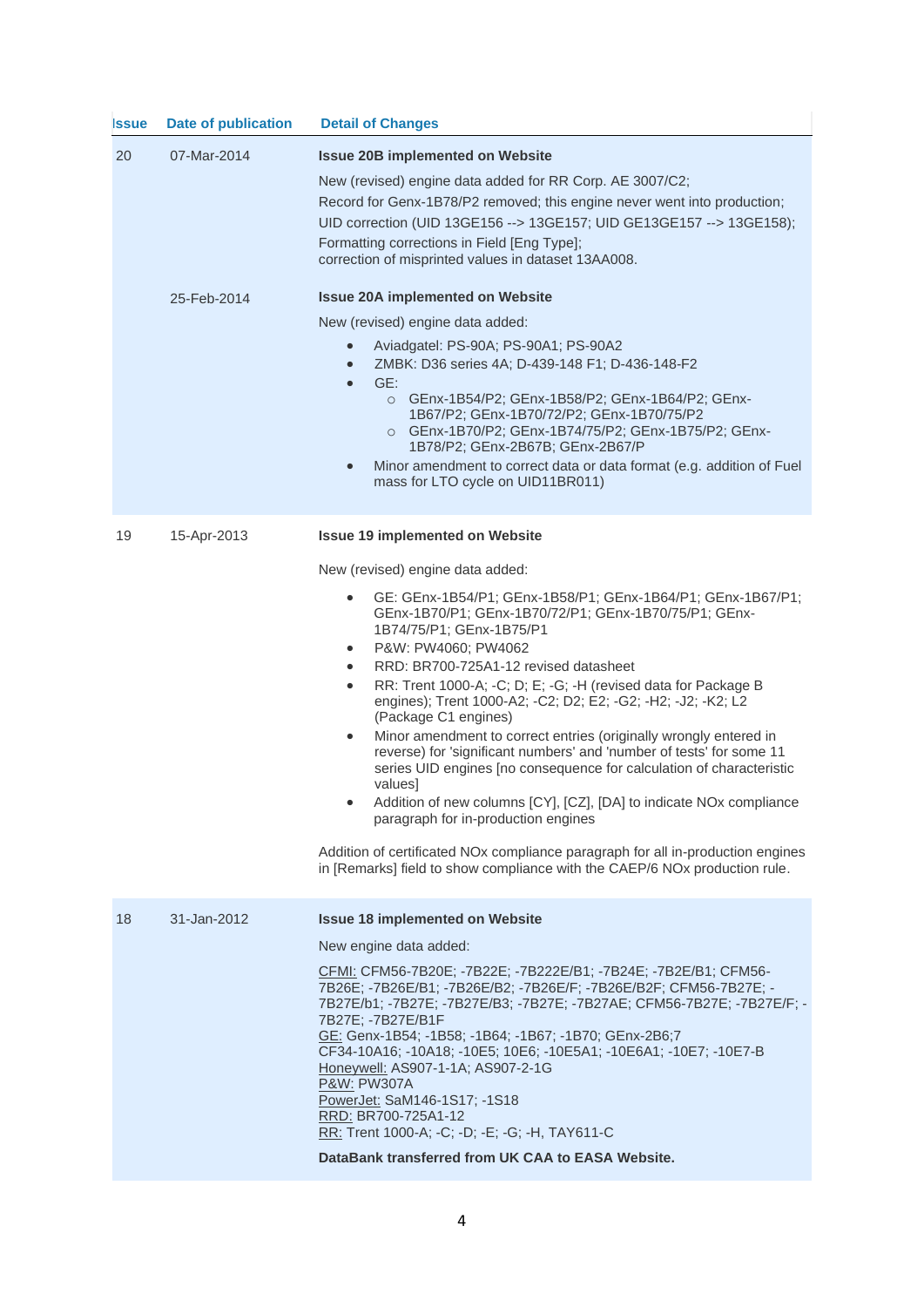| Issue | Date of publication | Detail of Changes |
|---|---|---|
| 20 | 07-Mar-2014 | **Issue 20B implemented on Website**<br>New (revised) engine data added for RR Corp. AE 3007/C2;<br>Record for Genx-1B78/P2 removed; this engine never went into production;<br>UID correction (UID 13GE156 --> 13GE157; UID GE13GE157 --> 13GE158);<br>Formatting corrections in Field [Eng Type];<br>correction of misprinted values in dataset 13AA008. |
| | 25-Feb-2014 | **Issue 20A implemented on Website**<br>New (revised) engine data added:<br>• Aviadgatel: PS-90A; PS-90A1; PS-90A2<br>• ZMBK: D36 series 4A; D-439-148 F1; D-436-148-F2<br>• GE:<br>  ○ GEnx-1B54/P2; GEnx-1B58/P2; GEnx-1B64/P2; GEnx-1B67/P2; GEnx-1B70/72/P2; GEnx-1B70/75/P2<br>  ○ GEnx-1B70/P2; GEnx-1B74/75/P2; GEnx-1B75/P2; GEnx-1B78/P2; GEnx-2B67B; GEnx-2B67/P<br>• Minor amendment to correct data or data format (e.g. addition of Fuel mass for LTO cycle on UID11BR011) |
| 19 | 15-Apr-2013 | **Issue 19 implemented on Website**<br>New (revised) engine data added:<br>• GE: GEnx-1B54/P1; GEnx-1B58/P1; GEnx-1B64/P1; GEnx-1B67/P1; GEnx-1B70/P1; GEnx-1B70/72/P1; GEnx-1B70/75/P1; GEnx-1B74/75/P1; GEnx-1B75/P1<br>• P&W: PW4060; PW4062<br>• RRD: BR700-725A1-12 revised datasheet<br>• RR: Trent 1000-A; -C; D; E; -G; -H (revised data for Package B engines); Trent 1000-A2; -C2; D2; E2; -G2; -H2; -J2; -K2; L2 (Package C1 engines)<br>• Minor amendment to correct entries (originally wrongly entered in reverse) for 'significant numbers' and 'number of tests' for some 11 series UID engines [no consequence for calculation of characteristic values]<br>• Addition of new columns [CY], [CZ], [DA] to indicate NOx compliance paragraph for in-production engines<br><br>Addition of certificated NOx compliance paragraph for all in-production engines in [Remarks] field to show compliance with the CAEP/6 NOx production rule. |
| 18 | 31-Jan-2012 | **Issue 18 implemented on Website**<br>New engine data added:<br>CFMI: CFM56-7B20E; -7B22E; -7B222E/B1; -7B24E; -7B2E/B1; CFM56-7B26E; -7B26E/B1; -7B26E/B2; -7B26E/F; -7B26E/B2F; CFM56-7B27E; -7B27E/b1; -7B27E; -7B27E/B3; -7B27E; -7B27AE; CFM56-7B27E; -7B27E/F; -7B27E; -7B27E/B1F<br>GE: Genx-1B54; -1B58; -1B64; -1B67; -1B70; GEnx-2B6;7<br>CF34-10A16; -10A18; -10E5; 10E6; -10E5A1; -10E6A1; -10E7; -10E7-B<br>Honeywell: AS907-1-1A; AS907-2-1G<br>P&W: PW307A<br>PowerJet: SaM146-1S17; -1S18<br>RRD: BR700-725A1-12<br>RR: Trent 1000-A; -C; -D; -E; -G; -H, TAY611-C<br><br>**DataBank transferred from UK CAA to EASA Website.** |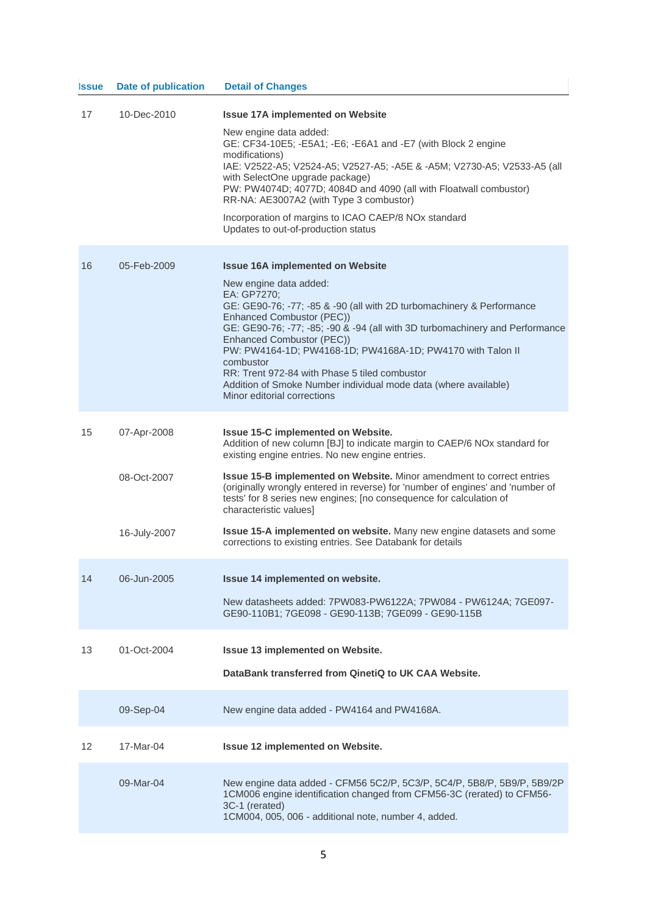| Issue | Date of publication | Detail of Changes |
|---|---|---|
| 17 | 10-Dec-2010 | **Issue 17A implemented on Website**<br>New engine data added:<br>GE: CF34-10E5; -E5A1; -E6; -E6A1 and -E7 (with Block 2 engine modifications)<br>IAE: V2522-A5; V2524-A5; V2527-A5; -A5E & -A5M; V2730-A5; V2533-A5 (all with SelectOne upgrade package)<br>PW: PW4074D; 4077D; 4084D and 4090 (all with Floatwall combustor)<br>RR-NA: AE3007A2 (with Type 3 combustor)<br>Incorporation of margins to ICAO CAEP/8 NOx standard<br>Updates to out-of-production status |
| 16 | 05-Feb-2009 | **Issue 16A implemented on Website**<br>New engine data added:<br>EA: GP7270;<br>GE: GE90-76; -77; -85 & -90 (all with 2D turbomachinery & Performance Enhanced Combustor (PEC))<br>GE: GE90-76; -77; -85; -90 & -94 (all with 3D turbomachinery and Performance Enhanced Combustor (PEC))<br>PW: PW4164-1D; PW4168-1D; PW4168A-1D; PW4170 with Talon II combustor<br>RR: Trent 972-84 with Phase 5 tiled combustor<br>Addition of Smoke Number individual mode data (where available)<br>Minor editorial corrections |
| 15 | 07-Apr-2008 | **Issue 15-C implemented on Website.**<br>Addition of new column [BJ] to indicate margin to CAEP/6 NOx standard for existing engine entries. No new engine entries. |
| | 08-Oct-2007 | **Issue 15-B implemented on Website.** Minor amendment to correct entries (originally wrongly entered in reverse) for 'number of engines' and 'number of tests' for 8 series new engines; [no consequence for calculation of characteristic values] |
| | 16-July-2007 | **Issue 15-A implemented on website.** Many new engine datasets and some corrections to existing entries. See Databank for details |
| 14 | 06-Jun-2005 | **Issue 14 implemented on website.**<br>New datasheets added: 7PW083-PW6122A; 7PW084 - PW6124A; 7GE097-GE90-110B1; 7GE098 - GE90-113B; 7GE099 - GE90-115B |
| 13 | 01-Oct-2004 | **Issue 13 implemented on Website.**<br>**DataBank transferred from QinetiQ to UK CAA Website.** |
| | 09-Sep-04 | New engine data added - PW4164 and PW4168A. |
| 12 | 17-Mar-04 | **Issue 12 implemented on Website.** |
| | 09-Mar-04 | New engine data added - CFM56 5C2/P, 5C3/P, 5C4/P, 5B8/P, 5B9/P, 5B9/2P<br>1CM006 engine identification changed from CFM56-3C (rerated) to CFM56-3C-1 (rerated)<br>1CM004, 005, 006 - additional note, number 4, added. |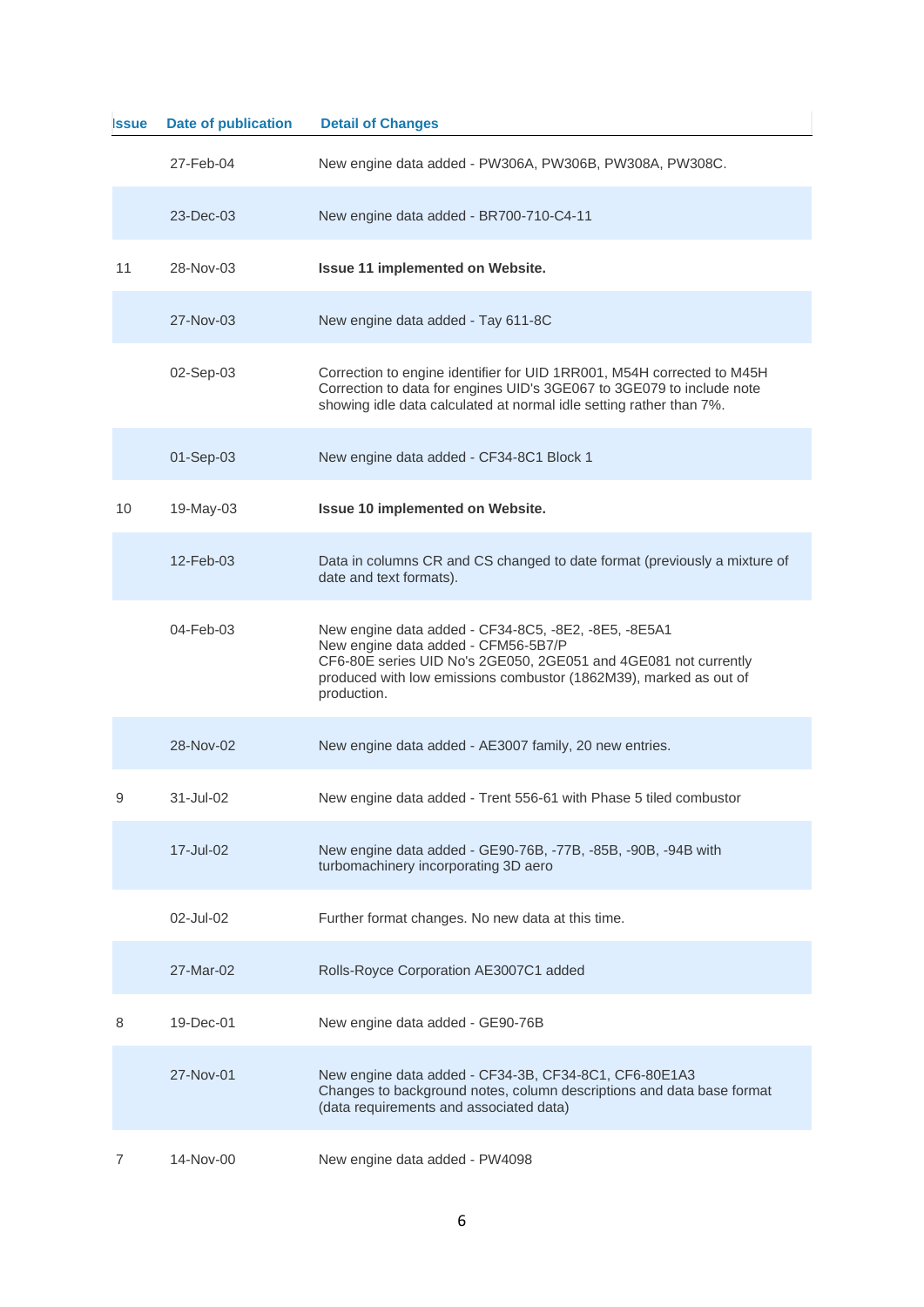| Issue | Date of publication | Detail of Changes |
|---|---|---|
| | 27-Feb-04 | New engine data added - PW306A, PW306B, PW308A, PW308C. |
| | 23-Dec-03 | New engine data added - BR700-710-C4-11 |
| 11 | 28-Nov-03 | **Issue 11 implemented on Website.** |
| | 27-Nov-03 | New engine data added - Tay 611-8C |
| | 02-Sep-03 | Correction to engine identifier for UID 1RR001, M54H corrected to M45H<br>Correction to data for engines UID's 3GE067 to 3GE079 to include note showing idle data calculated at normal idle setting rather than 7%. |
| | 01-Sep-03 | New engine data added - CF34-8C1 Block 1 |
| 10 | 19-May-03 | **Issue 10 implemented on Website.** |
| | 12-Feb-03 | Data in columns CR and CS changed to date format (previously a mixture of date and text formats). |
| | 04-Feb-03 | New engine data added - CF34-8C5, -8E2, -8E5, -8E5A1<br>New engine data added - CFM56-5B7/P<br>CF6-80E series UID No's 2GE050, 2GE051 and 4GE081 not currently produced with low emissions combustor (1862M39), marked as out of production. |
| | 28-Nov-02 | New engine data added - AE3007 family, 20 new entries. |
| 9 | 31-Jul-02 | New engine data added - Trent 556-61 with Phase 5 tiled combustor |
| | 17-Jul-02 | New engine data added - GE90-76B, -77B, -85B, -90B, -94B with turbomachinery incorporating 3D aero |
| | 02-Jul-02 | Further format changes. No new data at this time. |
| | 27-Mar-02 | Rolls-Royce Corporation AE3007C1 added |
| 8 | 19-Dec-01 | New engine data added - GE90-76B |
| | 27-Nov-01 | New engine data added - CF34-3B, CF34-8C1, CF6-80E1A3<br>Changes to background notes, column descriptions and data base format (data requirements and associated data) |
| 7 | 14-Nov-00 | New engine data added - PW4098 |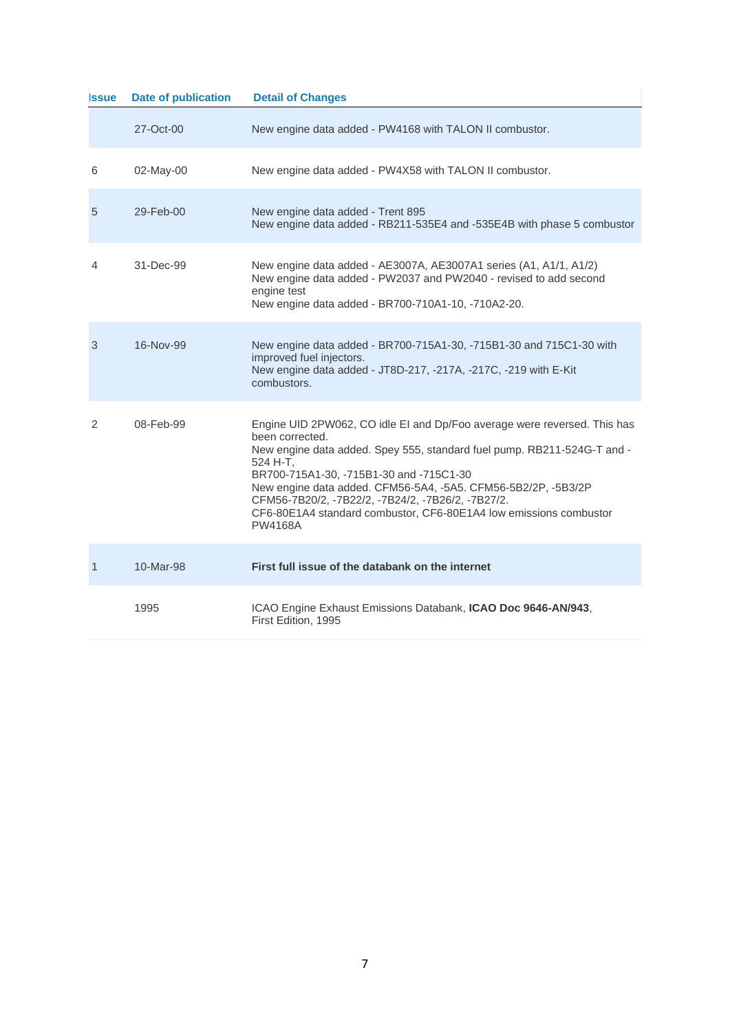| Issue | Date of publication | Detail of Changes |
|---|---|---|
| | 27-Oct-00 | New engine data added - PW4168 with TALON II combustor. |
| 6 | 02-May-00 | New engine data added - PW4X58 with TALON II combustor. |
| 5 | 29-Feb-00 | New engine data added - Trent 895<br>New engine data added - RB211-535E4 and -535E4B with phase 5 combustor |
| 4 | 31-Dec-99 | New engine data added - AE3007A, AE3007A1 series (A1, A1/1, A1/2)<br>New engine data added - PW2037 and PW2040 - revised to add second engine test<br>New engine data added - BR700-710A1-10, -710A2-20. |
| 3 | 16-Nov-99 | New engine data added - BR700-715A1-30, -715B1-30 and 715C1-30 with improved fuel injectors.<br>New engine data added - JT8D-217, -217A, -217C, -219 with E-Kit combustors. |
| 2 | 08-Feb-99 | Engine UID 2PW062, CO idle EI and Dp/Foo average were reversed. This has been corrected.<br>New engine data added. Spey 555, standard fuel pump. RB211-524G-T and -524 H-T,<br>BR700-715A1-30, -715B1-30 and -715C1-30<br>New engine data added. CFM56-5A4, -5A5. CFM56-5B2/2P, -5B3/2P CFM56-7B20/2, -7B22/2, -7B24/2, -7B26/2, -7B27/2.<br>CF6-80E1A4 standard combustor, CF6-80E1A4 low emissions combustor PW4168A |
| 1 | 10-Mar-98 | **First full issue of the databank on the internet** |
| | 1995 | ICAO Engine Exhaust Emissions Databank, **ICAO Doc 9646-AN/943**, First Edition, 1995 |